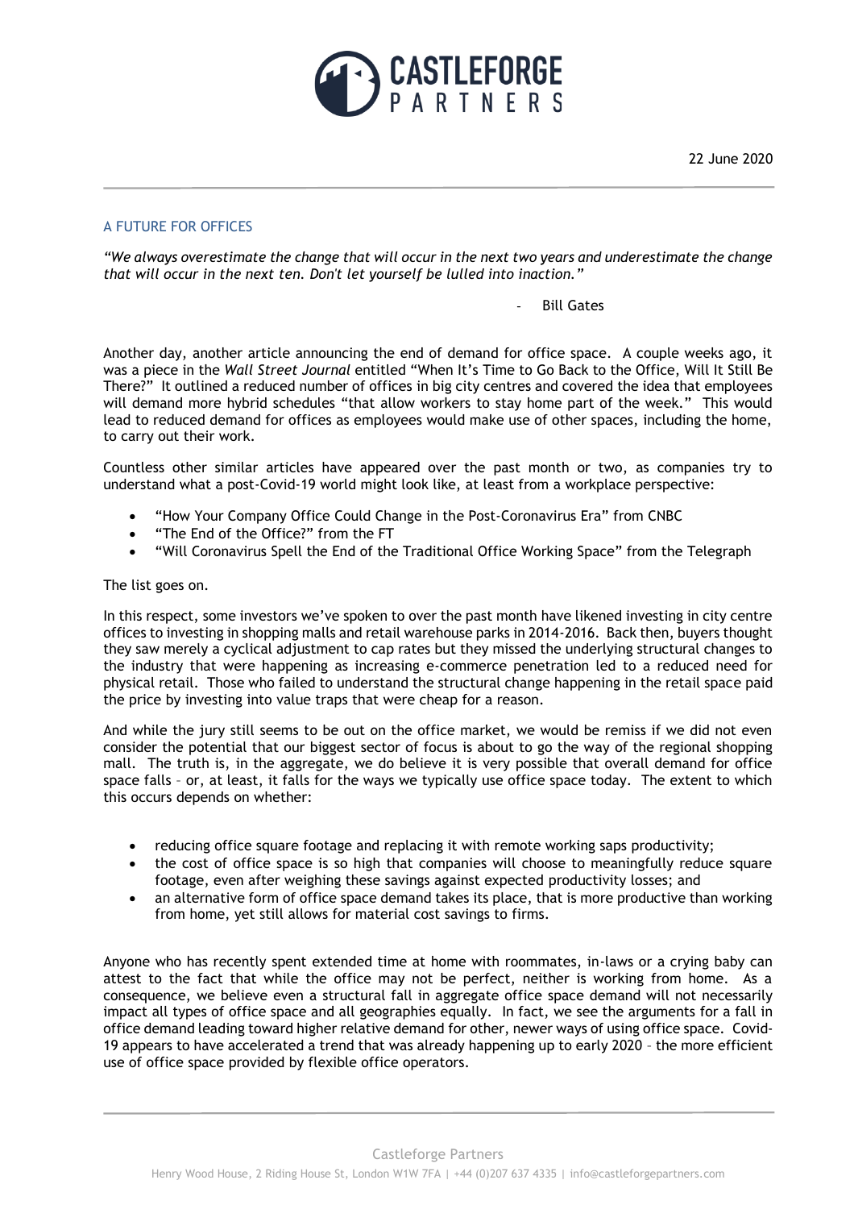22 June 2020

## A FUTURE FOR OFFICES

*"We always overestimate the change that will occur in the next two years and underestimate the change that will occur in the next ten. Don't let yourself be lulled into inaction."*

- Bill Gates

Another day, another article announcing the end of demand for office space. A couple weeks ago, it was a piece in the *Wall Street Journal* entitled "When It's Time to Go Back to the Office, Will It Still Be There?" It outlined a reduced number of offices in big city centres and covered the idea that employees will demand more hybrid schedules "that allow workers to stay home part of the week." This would lead to reduced demand for offices as employees would make use of other spaces, including the home, to carry out their work.

Countless other similar articles have appeared over the past month or two, as companies try to understand what a post-Covid-19 world might look like, at least from a workplace perspective:

- "How Your Company Office Could Change in the Post-Coronavirus Era" from CNBC
- "The End of the Office?" from the FT
- "Will Coronavirus Spell the End of the Traditional Office Working Space" from the Telegraph

The list goes on.

In this respect, some investors we've spoken to over the past month have likened investing in city centre offices to investing in shopping malls and retail warehouse parks in 2014-2016. Back then, buyers thought they saw merely a cyclical adjustment to cap rates but they missed the underlying structural changes to the industry that were happening as increasing e-commerce penetration led to a reduced need for physical retail. Those who failed to understand the structural change happening in the retail space paid the price by investing into value traps that were cheap for a reason.

And while the jury still seems to be out on the office market, we would be remiss if we did not even consider the potential that our biggest sector of focus is about to go the way of the regional shopping mall. The truth is, in the aggregate, we do believe it is very possible that overall demand for office space falls – or, at least, it falls for the ways we typically use office space today. The extent to which this occurs depends on whether:

- reducing office square footage and replacing it with remote working saps productivity;
- the cost of office space is so high that companies will choose to meaningfully reduce square footage, even after weighing these savings against expected productivity losses; and
- an alternative form of office space demand takes its place, that is more productive than working from home, yet still allows for material cost savings to firms.

Anyone who has recently spent extended time at home with roommates, in-laws or a crying baby can attest to the fact that while the office may not be perfect, neither is working from home. As a consequence, we believe even a structural fall in aggregate office space demand will not necessarily impact all types of office space and all geographies equally. In fact, we see the arguments for a fall in office demand leading toward higher relative demand for other, newer ways of using office space. Covid-19 appears to have accelerated a trend that was already happening up to early 2020 – the more efficient use of office space provided by flexible office operators.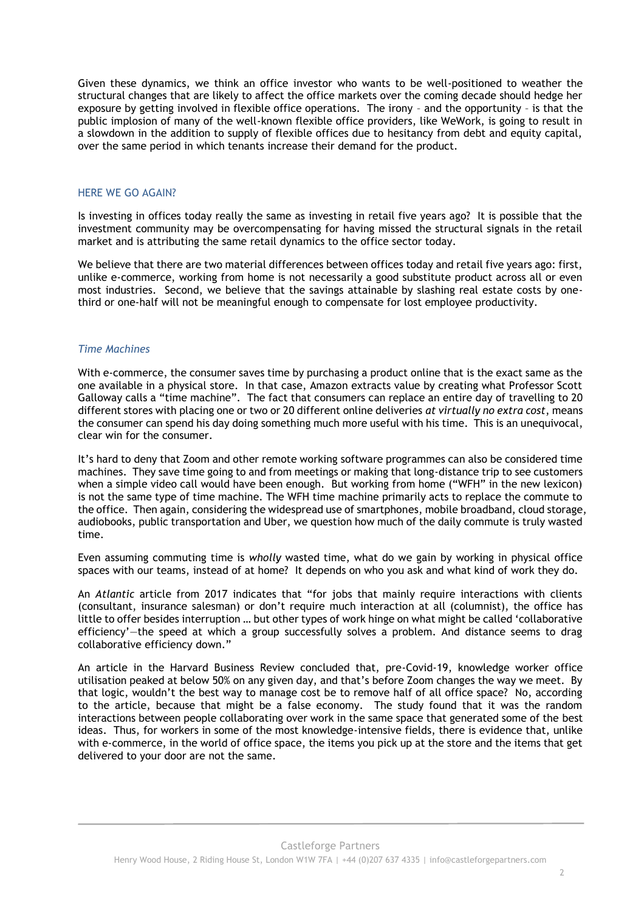Given these dynamics, we think an office investor who wants to be well-positioned to weather the structural changes that are likely to affect the office markets over the coming decade should hedge her exposure by getting involved in flexible office operations. The irony – and the opportunity – is that the public implosion of many of the well-known flexible office providers, like WeWork, is going to result in a slowdown in the addition to supply of flexible offices due to hesitancy from debt and equity capital, over the same period in which tenants increase their demand for the product.

## HERE WE GO AGAIN?

Is investing in offices today really the same as investing in retail five years ago? It is possible that the investment community may be overcompensating for having missed the structural signals in the retail market and is attributing the same retail dynamics to the office sector today.

We believe that there are two material differences between offices today and retail five years ago: first, unlike e-commerce, working from home is not necessarily a good substitute product across all or even most industries. Second, we believe that the savings attainable by slashing real estate costs by one-third or one-half will not be meaningful enough to compensate for lost employee productivity.

### *Time Machines*

With e-commerce, the consumer saves time by purchasing a product online that is the exact same as the one available in a physical store. In that case, Amazon extracts value by creating what Professor Scott Galloway calls a "time machine". The fact that consumers can replace an entire day of travelling to 20 different stores with placing one or two or 20 different online deliveries *at virtually no extra cost*, means the consumer can spend his day doing something much more useful with his time. This is an unequivocal, clear win for the consumer.

It's hard to deny that Zoom and other remote working software programmes can also be considered time machines. They save time going to and from meetings or making that long-distance trip to see customers when a simple video call would have been enough. But working from home ("WFH" in the new lexicon) is not the same type of time machine. The WFH time machine primarily acts to replace the commute to the office. Then again, considering the widespread use of smartphones, mobile broadband, cloud storage, audiobooks, public transportation and Uber, we question how much of the daily commute is truly wasted time.

Even assuming commuting time is *wholly* wasted time, what do we gain by working in physical office spaces with our teams, instead of at home? It depends on who you ask and what kind of work they do.

An *Atlantic* article from 2017 indicates that "for jobs that mainly require interactions with clients (consultant, insurance salesman) or don't require much interaction at all (columnist), the office has little to offer besides interruption … but other types of work hinge on what might be called 'collaborative efficiency'—the speed at which a group successfully solves a problem. And distance seems to drag collaborative efficiency down."

An article in the Harvard Business Review concluded that, pre-Covid-19, knowledge worker office utilisation peaked at below 50% on any given day, and that's before Zoom changes the way we meet. By that logic, wouldn't the best way to manage cost be to remove half of all office space? No, according to the article, because that might be a false economy. The study found that it was the random interactions between people collaborating over work in the same space that generated some of the best ideas. Thus, for workers in some of the most knowledge-intensive fields, there is evidence that, unlike with e-commerce, in the world of office space, the items you pick up at the store and the items that get delivered to your door are not the same.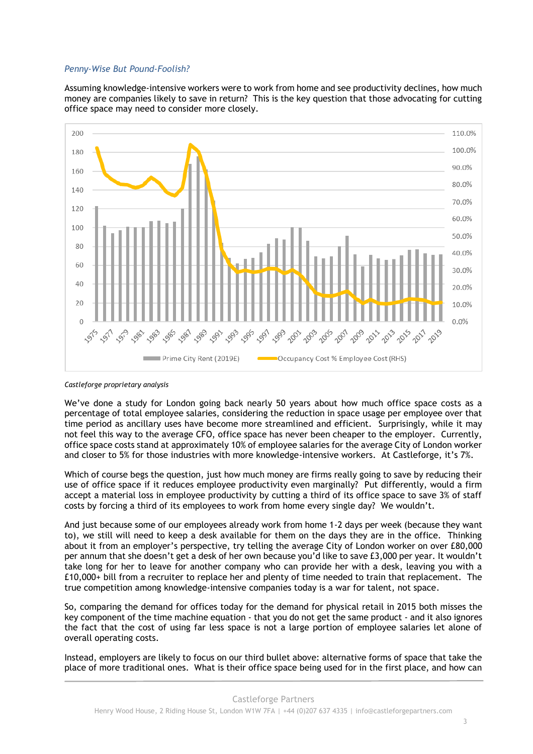*Penny-Wise But Pound-Foolish?*

Assuming knowledge-intensive workers were to work from home and see productivity declines, how much money are companies likely to save in return? This is the key question that those advocating for cutting office space may need to consider more closely.

*Castleforge proprietary analysis*

We've done a study for London going back nearly 50 years about how much office space costs as a percentage of total employee salaries, considering the reduction in space usage per employee over that time period as ancillary uses have become more streamlined and efficient. Surprisingly, while it may not feel this way to the average CFO, office space has never been cheaper to the employer. Currently, office space costs stand at approximately 10% of employee salaries for the average City of London worker and closer to 5% for those industries with more knowledge-intensive workers. At Castleforge, it's 7%.

Which of course begs the question, just how much money are firms really going to save by reducing their use of office space if it reduces employee productivity even marginally? Put differently, would a firm accept a material loss in employee productivity by cutting a third of its office space to save 3% of staff costs by forcing a third of its employees to work from home every single day? We wouldn't.

And just because some of our employees already work from home 1-2 days per week (because they want to), we still will need to keep a desk available for them on the days they are in the office. Thinking about it from an employer's perspective, try telling the average City of London worker on over £80,000 per annum that she doesn't get a desk of her own because you'd like to save £3,000 per year. It wouldn't take long for her to leave for another company who can provide her with a desk, leaving you with a £10,000+ bill from a recruiter to replace her and plenty of time needed to train that replacement. The true competition among knowledge-intensive companies today is a war for talent, not space.

So, comparing the demand for offices today for the demand for physical retail in 2015 both misses the key component of the time machine equation - that you do not get the same product - and it also ignores the fact that the cost of using far less space is not a large portion of employee salaries let alone of overall operating costs.

Instead, employers are likely to focus on our third bullet above: alternative forms of space that take the place of more traditional ones. What is their office space being used for in the first place, and how can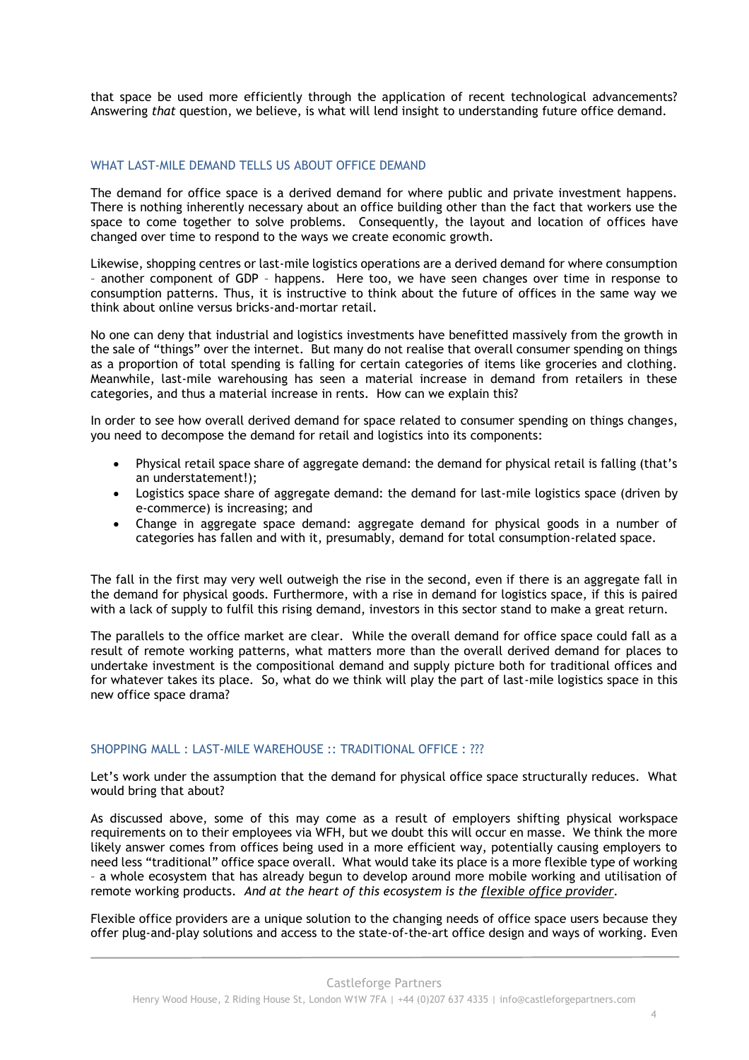that space be used more efficiently through the application of recent technological advancements? Answering *that* question, we believe, is what will lend insight to understanding future office demand.

## WHAT LAST-MILE DEMAND TELLS US ABOUT OFFICE DEMAND

The demand for office space is a derived demand for where public and private investment happens. There is nothing inherently necessary about an office building other than the fact that workers use the space to come together to solve problems. Consequently, the layout and location of offices have changed over time to respond to the ways we create economic growth.

Likewise, shopping centres or last-mile logistics operations are a derived demand for where consumption – another component of GDP – happens. Here too, we have seen changes over time in response to consumption patterns. Thus, it is instructive to think about the future of offices in the same way we think about online versus bricks-and-mortar retail.

No one can deny that industrial and logistics investments have benefitted massively from the growth in the sale of "things" over the internet. But many do not realise that overall consumer spending on things as a proportion of total spending is falling for certain categories of items like groceries and clothing. Meanwhile, last-mile warehousing has seen a material increase in demand from retailers in these categories, and thus a material increase in rents. How can we explain this?

In order to see how overall derived demand for space related to consumer spending on things changes, you need to decompose the demand for retail and logistics into its components:

- Physical retail space share of aggregate demand: the demand for physical retail is falling (that's an understatement!);
- Logistics space share of aggregate demand: the demand for last-mile logistics space (driven by e-commerce) is increasing; and
- Change in aggregate space demand: aggregate demand for physical goods in a number of categories has fallen and with it, presumably, demand for total consumption-related space.

The fall in the first may very well outweigh the rise in the second, even if there is an aggregate fall in the demand for physical goods. Furthermore, with a rise in demand for logistics space, if this is paired with a lack of supply to fulfil this rising demand, investors in this sector stand to make a great return.

The parallels to the office market are clear. While the overall demand for office space could fall as a result of remote working patterns, what matters more than the overall derived demand for places to undertake investment is the compositional demand and supply picture both for traditional offices and for whatever takes its place. So, what do we think will play the part of last-mile logistics space in this new office space drama?

## SHOPPING MALL : LAST-MILE WAREHOUSE :: TRADITIONAL OFFICE : ???

Let's work under the assumption that the demand for physical office space structurally reduces. What would bring that about?

As discussed above, some of this may come as a result of employers shifting physical workspace requirements on to their employees via WFH, but we doubt this will occur en masse. We think the more likely answer comes from offices being used in a more efficient way, potentially causing employers to need less "traditional" office space overall. What would take its place is a more flexible type of working – a whole ecosystem that has already begun to develop around more mobile working and utilisation of remote working products. *And at the heart of this ecosystem is the flexible office provider.*

Flexible office providers are a unique solution to the changing needs of office space users because they offer plug-and-play solutions and access to the state-of-the-art office design and ways of working. Even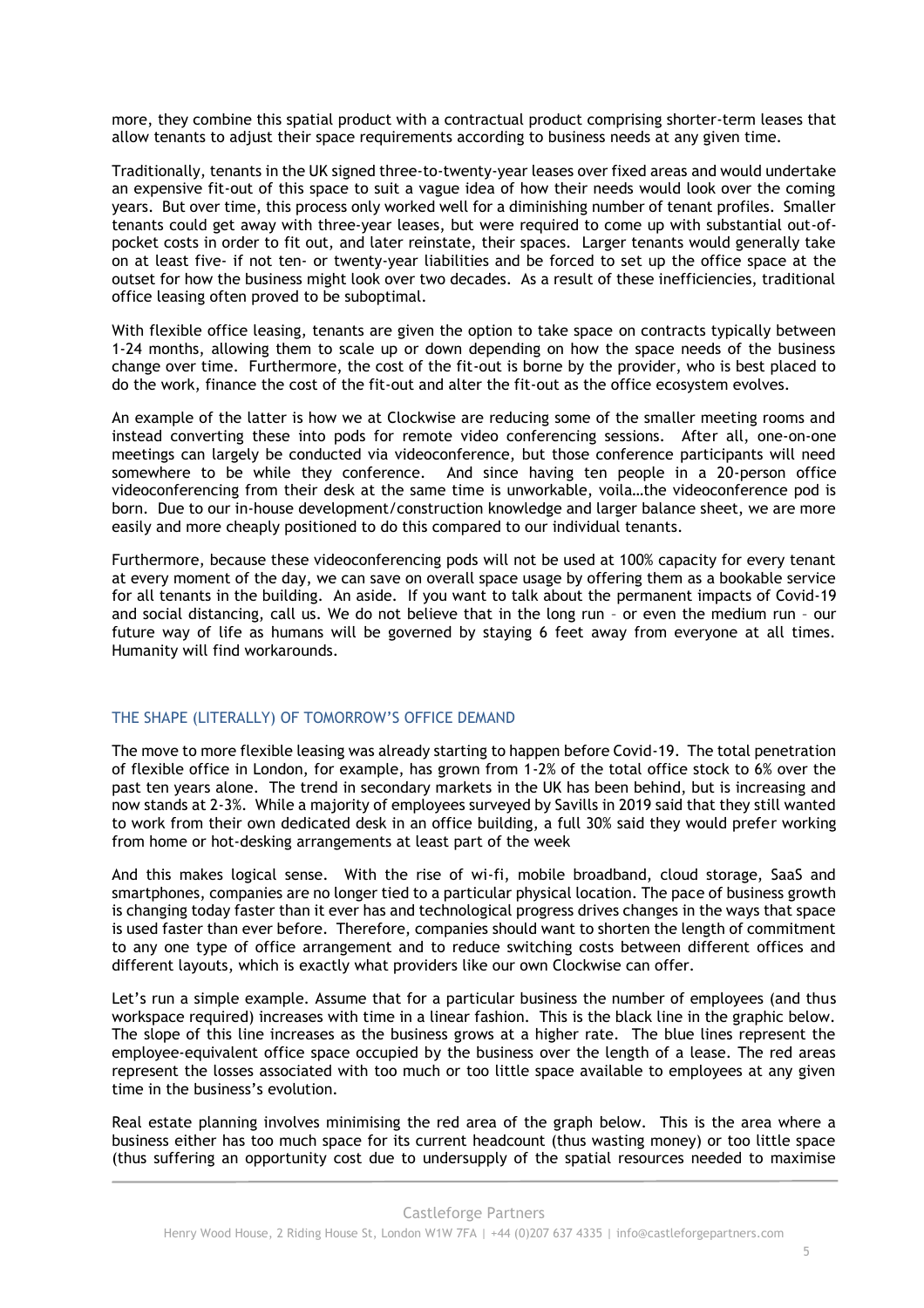more, they combine this spatial product with a contractual product comprising shorter-term leases that allow tenants to adjust their space requirements according to business needs at any given time.

Traditionally, tenants in the UK signed three-to-twenty-year leases over fixed areas and would undertake an expensive fit-out of this space to suit a vague idea of how their needs would look over the coming years. But over time, this process only worked well for a diminishing number of tenant profiles. Smaller tenants could get away with three-year leases, but were required to come up with substantial out-of-pocket costs in order to fit out, and later reinstate, their spaces. Larger tenants would generally take on at least five- if not ten- or twenty-year liabilities and be forced to set up the office space at the outset for how the business might look over two decades. As a result of these inefficiencies, traditional office leasing often proved to be suboptimal.

With flexible office leasing, tenants are given the option to take space on contracts typically between 1-24 months, allowing them to scale up or down depending on how the space needs of the business change over time. Furthermore, the cost of the fit-out is borne by the provider, who is best placed to do the work, finance the cost of the fit-out and alter the fit-out as the office ecosystem evolves.

An example of the latter is how we at Clockwise are reducing some of the smaller meeting rooms and instead converting these into pods for remote video conferencing sessions. After all, one-on-one meetings can largely be conducted via videoconference, but those conference participants will need somewhere to be while they conference. And since having ten people in a 20-person office videoconferencing from their desk at the same time is unworkable, voila…the videoconference pod is born. Due to our in-house development/construction knowledge and larger balance sheet, we are more easily and more cheaply positioned to do this compared to our individual tenants.

Furthermore, because these videoconferencing pods will not be used at 100% capacity for every tenant at every moment of the day, we can save on overall space usage by offering them as a bookable service for all tenants in the building. An aside. If you want to talk about the permanent impacts of Covid-19 and social distancing, call us. We do not believe that in the long run – or even the medium run – our future way of life as humans will be governed by staying 6 feet away from everyone at all times. Humanity will find workarounds.

## THE SHAPE (LITERALLY) OF TOMORROW'S OFFICE DEMAND

The move to more flexible leasing was already starting to happen before Covid-19. The total penetration of flexible office in London, for example, has grown from 1-2% of the total office stock to 6% over the past ten years alone. The trend in secondary markets in the UK has been behind, but is increasing and now stands at 2-3%. While a majority of employees surveyed by Savills in 2019 said that they still wanted to work from their own dedicated desk in an office building, a full 30% said they would prefer working from home or hot-desking arrangements at least part of the week

And this makes logical sense. With the rise of wi-fi, mobile broadband, cloud storage, SaaS and smartphones, companies are no longer tied to a particular physical location. The pace of business growth is changing today faster than it ever has and technological progress drives changes in the ways that space is used faster than ever before. Therefore, companies should want to shorten the length of commitment to any one type of office arrangement and to reduce switching costs between different offices and different layouts, which is exactly what providers like our own Clockwise can offer.

Let's run a simple example. Assume that for a particular business the number of employees (and thus workspace required) increases with time in a linear fashion. This is the black line in the graphic below. The slope of this line increases as the business grows at a higher rate. The blue lines represent the employee-equivalent office space occupied by the business over the length of a lease. The red areas represent the losses associated with too much or too little space available to employees at any given time in the business's evolution.

Real estate planning involves minimising the red area of the graph below. This is the area where a business either has too much space for its current headcount (thus wasting money) or too little space (thus suffering an opportunity cost due to undersupply of the spatial resources needed to maximise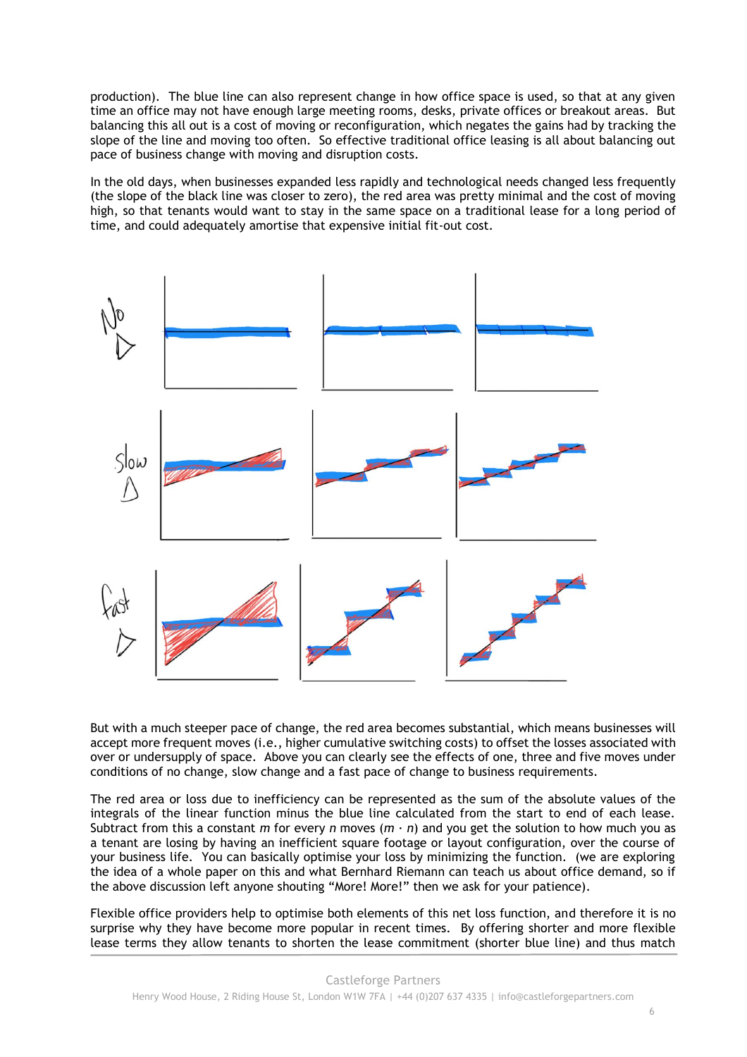production). The blue line can also represent change in how office space is used, so that at any given time an office may not have enough large meeting rooms, desks, private offices or breakout areas. But balancing this all out is a cost of moving or reconfiguration, which negates the gains had by tracking the slope of the line and moving too often. So effective traditional office leasing is all about balancing out pace of business change with moving and disruption costs.

In the old days, when businesses expanded less rapidly and technological needs changed less frequently (the slope of the black line was closer to zero), the red area was pretty minimal and the cost of moving high, so that tenants would want to stay in the same space on a traditional lease for a long period of time, and could adequately amortise that expensive initial fit-out cost.

But with a much steeper pace of change, the red area becomes substantial, which means businesses will accept more frequent moves (i.e., higher cumulative switching costs) to offset the losses associated with over or undersupply of space. Above you can clearly see the effects of one, three and five moves under conditions of no change, slow change and a fast pace of change to business requirements.

The red area or loss due to inefficiency can be represented as the sum of the absolute values of the integrals of the linear function minus the blue line calculated from the start to end of each lease. Subtract from this a constant $m$ for every $n$ moves ($m \cdot n$) and you get the solution to how much you as a tenant are losing by having an inefficient square footage or layout configuration, over the course of your business life. You can basically optimise your loss by minimizing the function. (we are exploring the idea of a whole paper on this and what Bernhard Riemann can teach us about office demand, so if the above discussion left anyone shouting "More! More!" then we ask for your patience).

Flexible office providers help to optimise both elements of this net loss function, and therefore it is no surprise why they have become more popular in recent times. By offering shorter and more flexible lease terms they allow tenants to shorten the lease commitment (shorter blue line) and thus match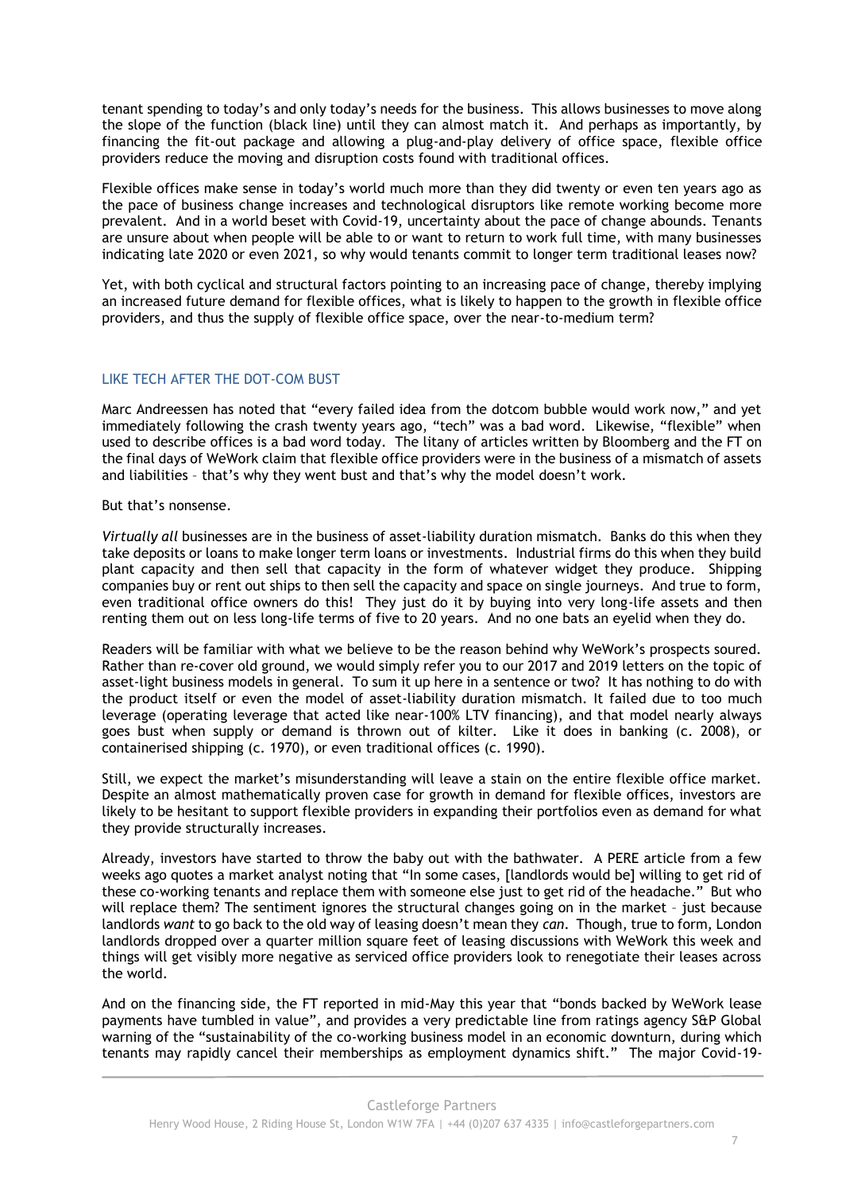tenant spending to today's and only today's needs for the business. This allows businesses to move along the slope of the function (black line) until they can almost match it. And perhaps as importantly, by financing the fit-out package and allowing a plug-and-play delivery of office space, flexible office providers reduce the moving and disruption costs found with traditional offices.

Flexible offices make sense in today's world much more than they did twenty or even ten years ago as the pace of business change increases and technological disruptors like remote working become more prevalent. And in a world beset with Covid-19, uncertainty about the pace of change abounds. Tenants are unsure about when people will be able to or want to return to work full time, with many businesses indicating late 2020 or even 2021, so why would tenants commit to longer term traditional leases now?

Yet, with both cyclical and structural factors pointing to an increasing pace of change, thereby implying an increased future demand for flexible offices, what is likely to happen to the growth in flexible office providers, and thus the supply of flexible office space, over the near-to-medium term?

## LIKE TECH AFTER THE DOT-COM BUST

Marc Andreessen has noted that "every failed idea from the dotcom bubble would work now," and yet immediately following the crash twenty years ago, "tech" was a bad word. Likewise, "flexible" when used to describe offices is a bad word today. The litany of articles written by Bloomberg and the FT on the final days of WeWork claim that flexible office providers were in the business of a mismatch of assets and liabilities – that's why they went bust and that's why the model doesn't work.

But that's nonsense.

*Virtually all* businesses are in the business of asset-liability duration mismatch. Banks do this when they take deposits or loans to make longer term loans or investments. Industrial firms do this when they build plant capacity and then sell that capacity in the form of whatever widget they produce. Shipping companies buy or rent out ships to then sell the capacity and space on single journeys. And true to form, even traditional office owners do this! They just do it by buying into very long-life assets and then renting them out on less long-life terms of five to 20 years. And no one bats an eyelid when they do.

Readers will be familiar with what we believe to be the reason behind why WeWork's prospects soured. Rather than re-cover old ground, we would simply refer you to our 2017 and 2019 letters on the topic of asset-light business models in general. To sum it up here in a sentence or two? It has nothing to do with the product itself or even the model of asset-liability duration mismatch. It failed due to too much leverage (operating leverage that acted like near-100% LTV financing), and that model nearly always goes bust when supply or demand is thrown out of kilter. Like it does in banking (c. 2008), or containerised shipping (c. 1970), or even traditional offices (c. 1990).

Still, we expect the market's misunderstanding will leave a stain on the entire flexible office market. Despite an almost mathematically proven case for growth in demand for flexible offices, investors are likely to be hesitant to support flexible providers in expanding their portfolios even as demand for what they provide structurally increases.

Already, investors have started to throw the baby out with the bathwater. A PERE article from a few weeks ago quotes a market analyst noting that "In some cases, [landlords would be] willing to get rid of these co-working tenants and replace them with someone else just to get rid of the headache." But who will replace them? The sentiment ignores the structural changes going on in the market – just because landlords *want* to go back to the old way of leasing doesn't mean they *can*. Though, true to form, London landlords dropped over a quarter million square feet of leasing discussions with WeWork this week and things will get visibly more negative as serviced office providers look to renegotiate their leases across the world.

And on the financing side, the FT reported in mid-May this year that "bonds backed by WeWork lease payments have tumbled in value", and provides a very predictable line from ratings agency S&P Global warning of the "sustainability of the co-working business model in an economic downturn, during which tenants may rapidly cancel their memberships as employment dynamics shift." The major Covid-19-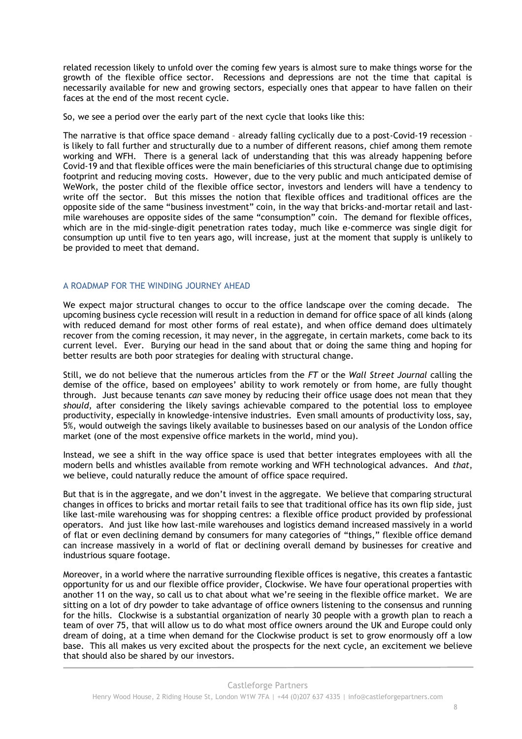related recession likely to unfold over the coming few years is almost sure to make things worse for the growth of the flexible office sector. Recessions and depressions are not the time that capital is necessarily available for new and growing sectors, especially ones that appear to have fallen on their faces at the end of the most recent cycle.

So, we see a period over the early part of the next cycle that looks like this:

The narrative is that office space demand – already falling cyclically due to a post-Covid-19 recession – is likely to fall further and structurally due to a number of different reasons, chief among them remote working and WFH. There is a general lack of understanding that this was already happening before Covid-19 and that flexible offices were the main beneficiaries of this structural change due to optimising footprint and reducing moving costs. However, due to the very public and much anticipated demise of WeWork, the poster child of the flexible office sector, investors and lenders will have a tendency to write off the sector. But this misses the notion that flexible offices and traditional offices are the opposite side of the same "business investment" coin, in the way that bricks-and-mortar retail and last-mile warehouses are opposite sides of the same "consumption" coin. The demand for flexible offices, which are in the mid-single-digit penetration rates today, much like e-commerce was single digit for consumption up until five to ten years ago, will increase, just at the moment that supply is unlikely to be provided to meet that demand.

## A ROADMAP FOR THE WINDING JOURNEY AHEAD

We expect major structural changes to occur to the office landscape over the coming decade. The upcoming business cycle recession will result in a reduction in demand for office space of all kinds (along with reduced demand for most other forms of real estate), and when office demand does ultimately recover from the coming recession, it may never, in the aggregate, in certain markets, come back to its current level. Ever. Burying our head in the sand about that or doing the same thing and hoping for better results are both poor strategies for dealing with structural change.

Still, we do not believe that the numerous articles from the *FT* or the *Wall Street Journal* calling the demise of the office, based on employees' ability to work remotely or from home, are fully thought through. Just because tenants *can* save money by reducing their office usage does not mean that they *should*, after considering the likely savings achievable compared to the potential loss to employee productivity, especially in knowledge-intensive industries. Even small amounts of productivity loss, say, 5%, would outweigh the savings likely available to businesses based on our analysis of the London office market (one of the most expensive office markets in the world, mind you).

Instead, we see a shift in the way office space is used that better integrates employees with all the modern bells and whistles available from remote working and WFH technological advances. And *that*, we believe, could naturally reduce the amount of office space required.

But that is in the aggregate, and we don't invest in the aggregate. We believe that comparing structural changes in offices to bricks and mortar retail fails to see that traditional office has its own flip side, just like last-mile warehousing was for shopping centres: a flexible office product provided by professional operators. And just like how last-mile warehouses and logistics demand increased massively in a world of flat or even declining demand by consumers for many categories of "things," flexible office demand can increase massively in a world of flat or declining overall demand by businesses for creative and industrious square footage.

Moreover, in a world where the narrative surrounding flexible offices is negative, this creates a fantastic opportunity for us and our flexible office provider, Clockwise. We have four operational properties with another 11 on the way, so call us to chat about what we're seeing in the flexible office market. We are sitting on a lot of dry powder to take advantage of office owners listening to the consensus and running for the hills. Clockwise is a substantial organization of nearly 30 people with a growth plan to reach a team of over 75, that will allow us to do what most office owners around the UK and Europe could only dream of doing, at a time when demand for the Clockwise product is set to grow enormously off a low base. This all makes us very excited about the prospects for the next cycle, an excitement we believe that should also be shared by our investors.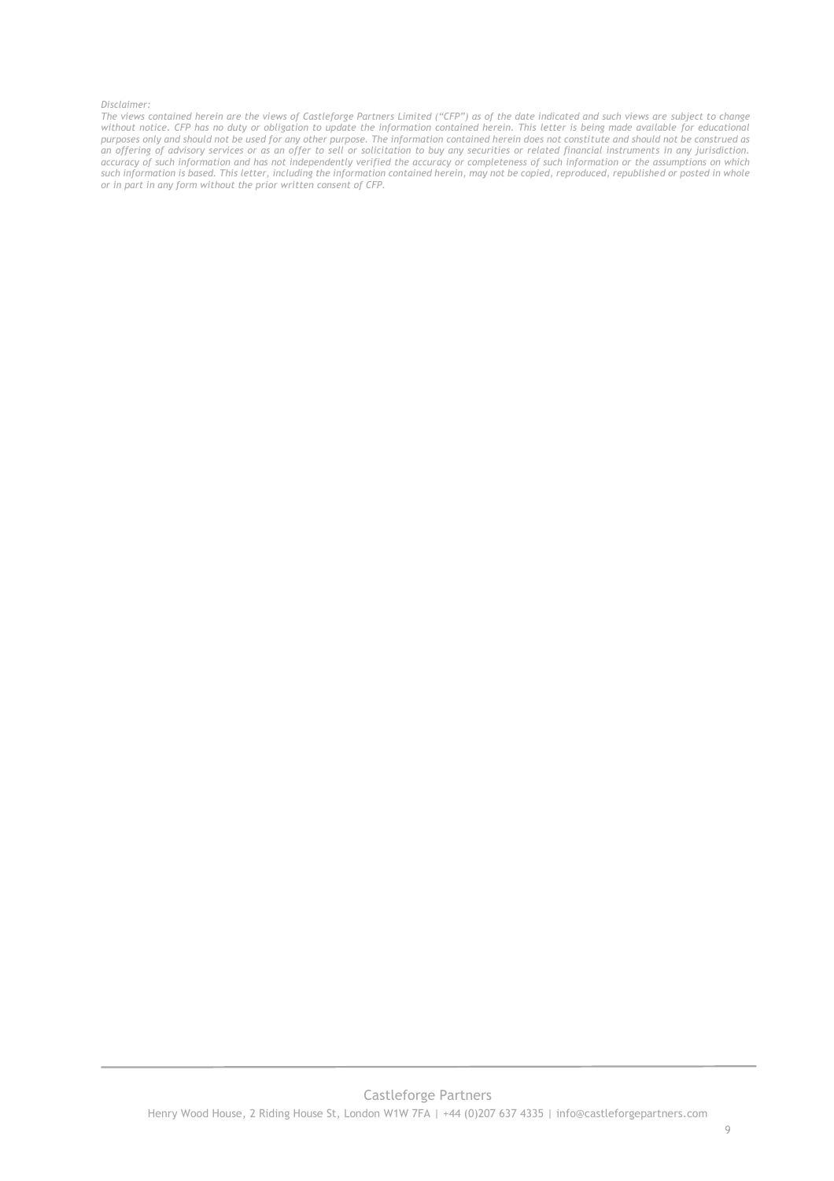*Disclaimer:*

*The views contained herein are the views of Castleforge Partners Limited ("CFP") as of the date indicated and such views are subject to change without notice. CFP has no duty or obligation to update the information contained herein. This letter is being made available for educational purposes only and should not be used for any other purpose. The information contained herein does not constitute and should not be construed as an offering of advisory services or as an offer to sell or solicitation to buy any securities or related financial instruments in any jurisdiction. accuracy of such information and has not independently verified the accuracy or completeness of such information or the assumptions on which such information is based. This letter, including the information contained herein, may not be copied, reproduced, republished or posted in whole or in part in any form without the prior written consent of CFP.*

Castleforge Partners

Henry Wood House, 2 Riding House St, London W1W 7FA | +44 (0)207 637 4335 | info@castleforgepartners.com